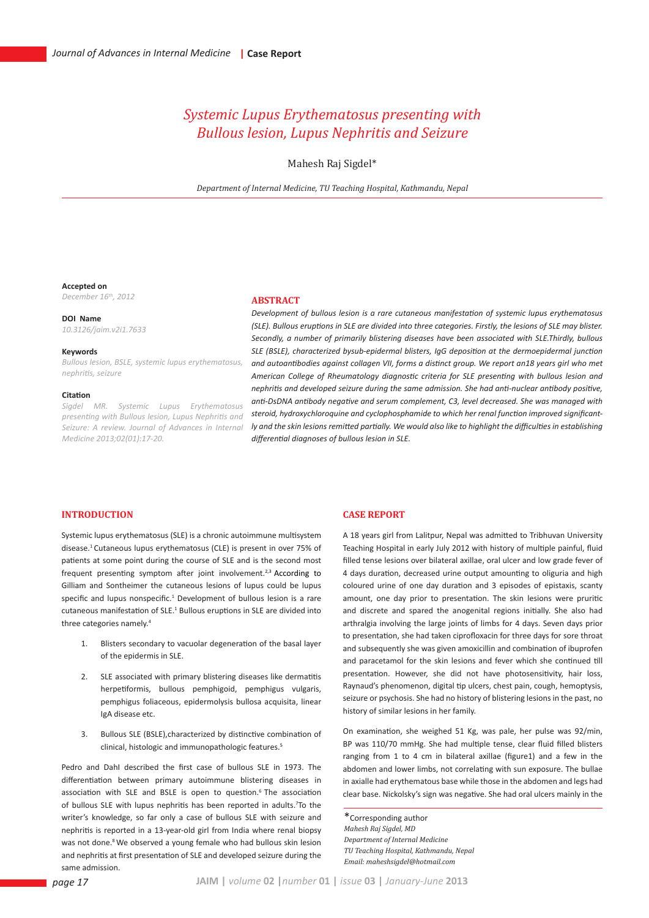# Systemic Lupus Erythematosus presenting with Bullous lesion, Lupus Nephritis and Seizure

Mahesh Raj Sigdel*

*Department of Internal Medicine, TU Teaching Hospital, Kathmandu, Nepal*

**Accepted on**
*December 16th, 2012*

**DOI Name**
*10.3126/jaim.v2i1.7633*

**Keywords**
*Bullous lesion, BSLE, systemic lupus erythematosus, nephritis, seizure*

**Citation**
*Sigdel MR. Systemic Lupus Erythematosus presenting with Bullous lesion, Lupus Nephritis and Seizure: A review. Journal of Advances in Internal Medicine 2013;02(01):17-20.*

## ABSTRACT

*Development of bullous lesion is a rare cutaneous manifestation of systemic lupus erythematosus (SLE). Bullous eruptions in SLE are divided into three categories. Firstly, the lesions of SLE may blister. Secondly, a number of primarily blistering diseases have been associated with SLE.Thirdly, bullous SLE (BSLE), characterized bysub-epidermal blisters, IgG deposition at the dermoepidermal junction and autoantibodies against collagen VII, forms a distinct group. We report an18 years girl who met American College of Rheumatology diagnostic criteria for SLE presenting with bullous lesion and nephritis and developed seizure during the same admission. She had anti-nuclear antibody positive, anti-DsDNA antibody negative and serum complement, C3, level decreased. She was managed with steroid, hydroxychloroquine and cyclophosphamide to which her renal function improved significantly and the skin lesions remitted partially. We would also like to highlight the difficulties in establishing differential diagnoses of bullous lesion in SLE.*

## INTRODUCTION

Systemic lupus erythematosus (SLE) is a chronic autoimmune multisystem disease.[1] Cutaneous lupus erythematosus (CLE) is present in over 75% of patients at some point during the course of SLE and is the second most frequent presenting symptom after joint involvement.[2,3] According to Gilliam and Sontheimer the cutaneous lesions of lupus could be lupus specific and lupus nonspecific.[1] Development of bullous lesion is a rare cutaneous manifestation of SLE.[1] Bullous eruptions in SLE are divided into three categories namely.[4]

1. Blisters secondary to vacuolar degeneration of the basal layer of the epidermis in SLE.
2. SLE associated with primary blistering diseases like dermatitis herpetiformis, bullous pemphigoid, pemphigus vulgaris, pemphigus foliaceous, epidermolysis bullosa acquisita, linear IgA disease etc.
3. Bullous SLE (BSLE),characterized by distinctive combination of clinical, histologic and immunopathologic features.[5]

Pedro and Dahl described the first case of bullous SLE in 1973. The differentiation between primary autoimmune blistering diseases in association with SLE and BSLE is open to question.[6] The association of bullous SLE with lupus nephritis has been reported in adults.[7]To the writer's knowledge, so far only a case of bullous SLE with seizure and nephritis is reported in a 13-year-old girl from India where renal biopsy was not done.[8] We observed a young female who had bullous skin lesion and nephritis at first presentation of SLE and developed seizure during the same admission.

## CASE REPORT

A 18 years girl from Lalitpur, Nepal was admitted to Tribhuvan University Teaching Hospital in early July 2012 with history of multiple painful, fluid filled tense lesions over bilateral axillae, oral ulcer and low grade fever of 4 days duration, decreased urine output amounting to oliguria and high coloured urine of one day duration and 3 episodes of epistaxis, scanty amount, one day prior to presentation. The skin lesions were pruritic and discrete and spared the anogenital regions initially. She also had arthralgia involving the large joints of limbs for 4 days. Seven days prior to presentation, she had taken ciprofloxacin for three days for sore throat and subsequently she was given amoxicillin and combination of ibuprofen and paracetamol for the skin lesions and fever which she continued till presentation. However, she did not have photosensitivity, hair loss, Raynaud's phenomenon, digital tip ulcers, chest pain, cough, hemoptysis, seizure or psychosis. She had no history of blistering lesions in the past, no history of similar lesions in her family.

On examination, she weighed 51 Kg, was pale, her pulse was 92/min, BP was 110/70 mmHg. She had multiple tense, clear fluid filled blisters ranging from 1 to 4 cm in bilateral axillae (figure1) and a few in the abdomen and lower limbs, not correlating with sun exposure. The bullae in axialle had erythematous base while those in the abdomen and legs had clear base. Nickolsky's sign was negative. She had oral ulcers mainly in the

*Corresponding author
*Mahesh Raj Sigdel, MD*
*Department of Internal Medicine*
*TU Teaching Hospital, Kathmandu, Nepal*
*Email: maheshsigdel@hotmail.com*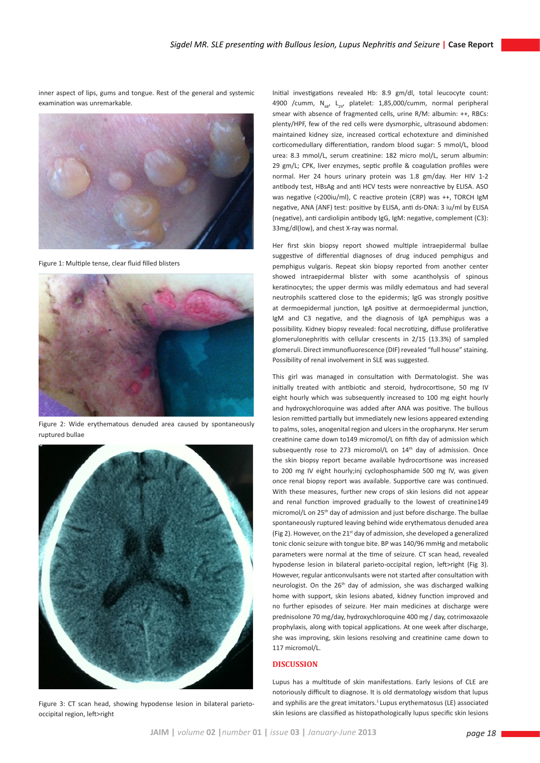inner aspect of lips, gums and tongue. Rest of the general and systemic examination was unremarkable.

Figure 1: Multiple tense, clear fluid filled blisters

Figure 2: Wide erythematous denuded area caused by spontaneously ruptured bullae

Figure 3: CT scan head, showing hypodense lesion in bilateral parieto-occipital region, left>right

Initial investigations revealed Hb: 8.9 gm/dl, total leucocyte count: 4900 /cumm, $N_{68}$, $L_{29}$, platelet: 1,85,000/cumm, normal peripheral smear with absence of fragmented cells, urine R/M: albumin: ++, RBCs: plenty/HPF, few of the red cells were dysmorphic, ultrasound abdomen: maintained kidney size, increased cortical echotexture and diminished corticomedullary differentiation, random blood sugar: 5 mmol/L, blood urea: 8.3 mmol/L, serum creatinine: 182 micro mol/L, serum albumin: 29 gm/L; CPK, liver enzymes, septic profile & coagulation profiles were normal. Her 24 hours urinary protein was 1.8 gm/day. Her HIV 1-2 antibody test, HBsAg and anti HCV tests were nonreactive by ELISA. ASO was negative (<200iu/ml), C reactive protein (CRP) was ++, TORCH IgM negative, ANA (ANF) test: positive by ELISA, anti ds-DNA: 3 iu/ml by ELISA (negative), anti cardiolipin antibody IgG, IgM: negative, complement (C3): 33mg/dl(low), and chest X-ray was normal.

Her first skin biopsy report showed multiple intraepidermal bullae suggestive of differential diagnoses of drug induced pemphigus and pemphigus vulgaris. Repeat skin biopsy reported from another center showed intraepidermal blister with some acantholysis of spinous keratinocytes; the upper dermis was mildly edematous and had several neutrophils scattered close to the epidermis; IgG was strongly positive at dermoepidermal junction, IgA positive at dermoepidermal junction, IgM and C3 negative, and the diagnosis of IgA pemphigus was a possibility. Kidney biopsy revealed: focal necrotizing, diffuse proliferative glomerulonephritis with cellular crescents in 2/15 (13.3%) of sampled glomeruli. Direct immunofluorescence (DIF) revealed "full house" staining. Possibility of renal involvement in SLE was suggested.

This girl was managed in consultation with Dermatologist. She was initially treated with antibiotic and steroid, hydrocortisone, 50 mg IV eight hourly which was subsequently increased to 100 mg eight hourly and hydroxychloroquine was added after ANA was positive. The bullous lesion remitted partially but immediately new lesions appeared extending to palms, soles, anogenital region and ulcers in the oropharynx. Her serum creatinine came down to149 micromol/L on fifth day of admission which subsequently rose to 273 micromol/L on 14th day of admission. Once the skin biopsy report became available hydrocortisone was increased to 200 mg IV eight hourly;inj cyclophosphamide 500 mg IV, was given once renal biopsy report was available. Supportive care was continued. With these measures, further new crops of skin lesions did not appear and renal function improved gradually to the lowest of creatinine149 micromol/L on 25th day of admission and just before discharge. The bullae spontaneously ruptured leaving behind wide erythematous denuded area (Fig 2). However, on the 21st day of admission, she developed a generalized tonic clonic seizure with tongue bite. BP was 140/96 mmHg and metabolic parameters were normal at the time of seizure. CT scan head, revealed hypodense lesion in bilateral parieto-occipital region, left>right (Fig 3). However, regular anticonvulsants were not started after consultation with neurologist. On the 26th day of admission, she was discharged walking home with support, skin lesions abated, kidney function improved and no further episodes of seizure. Her main medicines at discharge were prednisolone 70 mg/day, hydroxychloroquine 400 mg / day, cotrimoxazole prophylaxis, along with topical applications. At one week after discharge, she was improving, skin lesions resolving and creatinine came down to 117 micromol/L.

## DISCUSSION

Lupus has a multitude of skin manifestations. Early lesions of CLE are notoriously difficult to diagnose. It is old dermatology wisdom that lupus and syphilis are the great imitators.[1] Lupus erythematosus (LE) associated skin lesions are classified as histopathologically lupus specific skin lesions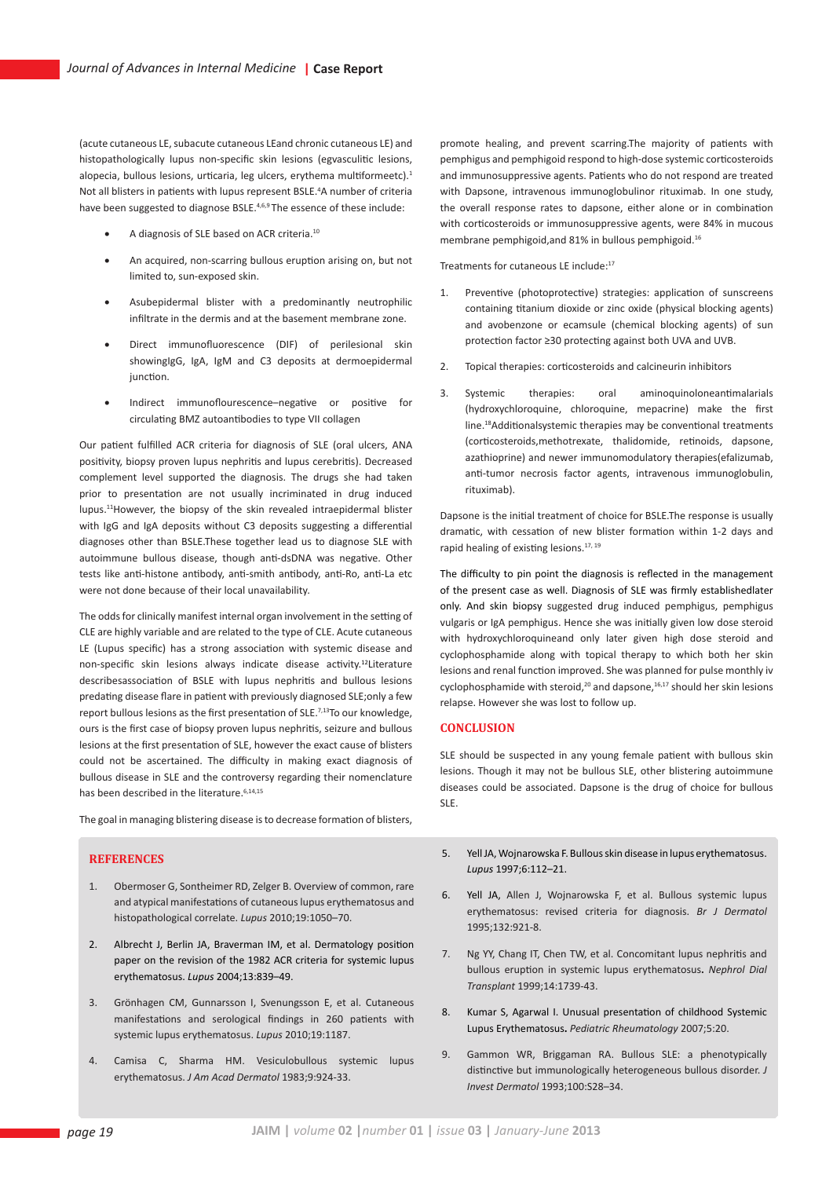(acute cutaneous LE, subacute cutaneous LEand chronic cutaneous LE) and histopathologically lupus non-specific skin lesions (egvasculitic lesions, alopecia, bullous lesions, urticaria, leg ulcers, erythema multiformeetc).[1] Not all blisters in patients with lupus represent BSLE.[4]A number of criteria have been suggested to diagnose BSLE.[4,6,9] The essence of these include:

- A diagnosis of SLE based on ACR criteria.[10]
- An acquired, non-scarring bullous eruption arising on, but not limited to, sun-exposed skin.
- Asubepidermal blister with a predominantly neutrophilic infiltrate in the dermis and at the basement membrane zone.
- Direct immunofluorescence (DIF) of perilesional skin showingIgG, IgA, IgM and C3 deposits at dermoepidermal junction.
- Indirect immunoflourescence–negative or positive for circulating BMZ autoantibodies to type VII collagen

Our patient fulfilled ACR criteria for diagnosis of SLE (oral ulcers, ANA positivity, biopsy proven lupus nephritis and lupus cerebritis). Decreased complement level supported the diagnosis. The drugs she had taken prior to presentation are not usually incriminated in drug induced lupus.[11]However, the biopsy of the skin revealed intraepidermal blister with IgG and IgA deposits without C3 deposits suggesting a differential diagnoses other than BSLE.These together lead us to diagnose SLE with autoimmune bullous disease, though anti-dsDNA was negative. Other tests like anti-histone antibody, anti-smith antibody, anti-Ro, anti-La etc were not done because of their local unavailability.

The odds for clinically manifest internal organ involvement in the setting of CLE are highly variable and are related to the type of CLE. Acute cutaneous LE (Lupus specific) has a strong association with systemic disease and non-specific skin lesions always indicate disease activity.[12]Literature describesassociation of BSLE with lupus nephritis and bullous lesions predating disease flare in patient with previously diagnosed SLE;only a few report bullous lesions as the first presentation of SLE.[7,13]To our knowledge, ours is the first case of biopsy proven lupus nephritis, seizure and bullous lesions at the first presentation of SLE, however the exact cause of blisters could not be ascertained. The difficulty in making exact diagnosis of bullous disease in SLE and the controversy regarding their nomenclature has been described in the literature.[6,14,15]

The goal in managing blistering disease is to decrease formation of blisters, promote healing, and prevent scarring.The majority of patients with pemphigus and pemphigoid respond to high-dose systemic corticosteroids and immunosuppressive agents. Patients who do not respond are treated with Dapsone, intravenous immunoglobulinor rituximab. In one study, the overall response rates to dapsone, either alone or in combination with corticosteroids or immunosuppressive agents, were 84% in mucous membrane pemphigoid,and 81% in bullous pemphigoid.[16]

Treatments for cutaneous LE include:[17]

1. Preventive (photoprotective) strategies: application of sunscreens containing titanium dioxide or zinc oxide (physical blocking agents) and avobenzone or ecamsule (chemical blocking agents) of sun protection factor ≥30 protecting against both UVA and UVB.
2. Topical therapies: corticosteroids and calcineurin inhibitors
3. Systemic therapies: oral aminoquinoloneantimalarials (hydroxychloroquine, chloroquine, mepacrine) make the first line.[18]Additionalsystemic therapies may be conventional treatments (corticosteroids,methotrexate, thalidomide, retinoids, dapsone, azathioprine) and newer immunomodulatory therapies(efalizumab, anti-tumor necrosis factor agents, intravenous immunoglobulin, rituximab).

Dapsone is the initial treatment of choice for BSLE.The response is usually dramatic, with cessation of new blister formation within 1-2 days and rapid healing of existing lesions.[17, 19]

The difficulty to pin point the diagnosis is reflected in the management of the present case as well. Diagnosis of SLE was firmly establishedlater only. And skin biopsy suggested drug induced pemphigus, pemphigus vulgaris or IgA pemphigus. Hence she was initially given low dose steroid with hydroxychloroquineand only later given high dose steroid and cyclophosphamide along with topical therapy to which both her skin lesions and renal function improved. She was planned for pulse monthly iv cyclophosphamide with steroid,[20] and dapsone,[16,17] should her skin lesions relapse. However she was lost to follow up.

## CONCLUSION

SLE should be suspected in any young female patient with bullous skin lesions. Though it may not be bullous SLE, other blistering autoimmune diseases could be associated. Dapsone is the drug of choice for bullous SLE.

## REFERENCES

1. Obermoser G, Sontheimer RD, Zelger B. Overview of common, rare and atypical manifestations of cutaneous lupus erythematosus and histopathological correlate. *Lupus* 2010;19:1050–70.
2. Albrecht J, Berlin JA, Braverman IM, et al. Dermatology position paper on the revision of the 1982 ACR criteria for systemic lupus erythematosus. *Lupus* 2004;13:839–49.
3. Grönhagen CM, Gunnarsson I, Svenungsson E, et al. Cutaneous manifestations and serological findings in 260 patients with systemic lupus erythematosus. *Lupus* 2010;19:1187.
4. Camisa C, Sharma HM. Vesiculobullous systemic lupus erythematosus. *J Am Acad Dermatol* 1983;9:924-33.
5. Yell JA, Wojnarowska F. Bullous skin disease in lupus erythematosus. *Lupus* 1997;6:112–21.
6. Yell JA, Allen J, Wojnarowska F, et al. Bullous systemic lupus erythematosus: revised criteria for diagnosis. *Br J Dermatol* 1995;132:921-8.
7. Ng YY, Chang IT, Chen TW, et al. Concomitant lupus nephritis and bullous eruption in systemic lupus erythematosus. *Nephrol Dial Transplant* 1999;14:1739-43.
8. Kumar S, Agarwal I. Unusual presentation of childhood Systemic Lupus Erythematosus. *Pediatric Rheumatology* 2007;5:20.
9. Gammon WR, Briggaman RA. Bullous SLE: a phenotypically distinctive but immunologically heterogeneous bullous disorder. *J Invest Dermatol* 1993;100:S28–34.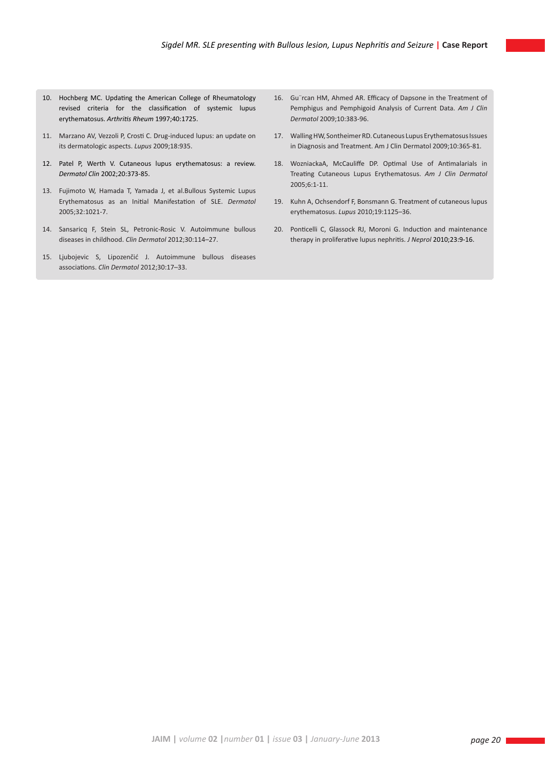10. Hochberg MC. Updating the American College of Rheumatology revised criteria for the classification of systemic lupus erythematosus. *Arthritis Rheum* 1997;40:1725.

11. Marzano AV, Vezzoli P, Crosti C. Drug-induced lupus: an update on its dermatologic aspects. *Lupus* 2009;18:935.

12. Patel P, Werth V. Cutaneous lupus erythematosus: a review. *Dermatol Clin* 2002;20:373-85.

13. Fujimoto W, Hamada T, Yamada J, et al.Bullous Systemic Lupus Erythematosus as an Initial Manifestation of SLE. *Dermatol* 2005;32:1021-7.

14. Sansaricq F, Stein SL, Petronic-Rosic V. Autoimmune bullous diseases in childhood. *Clin Dermatol* 2012;30:114–27.

15. Ljubojevic S, Lipozenčić J. Autoimmune bullous diseases associations. *Clin Dermatol* 2012;30:17–33.

16. Gu¨rcan HM, Ahmed AR. Efficacy of Dapsone in the Treatment of Pemphigus and Pemphigoid Analysis of Current Data. *Am J Clin Dermatol* 2009;10:383-96.

17. Walling HW, Sontheimer RD. Cutaneous Lupus Erythematosus Issues in Diagnosis and Treatment. Am J Clin Dermatol 2009;10:365-81.

18. WozniackaA, McCauliffe DP. Optimal Use of Antimalarials in Treating Cutaneous Lupus Erythematosus. *Am J Clin Dermatol* 2005;6:1-11.

19. Kuhn A, Ochsendorf F, Bonsmann G. Treatment of cutaneous lupus erythematosus. *Lupus* 2010;19:1125–36.

20. Ponticelli C, Glassock RJ, Moroni G. Induction and maintenance therapy in proliferative lupus nephritis. *J Neprol* 2010;23:9-16.